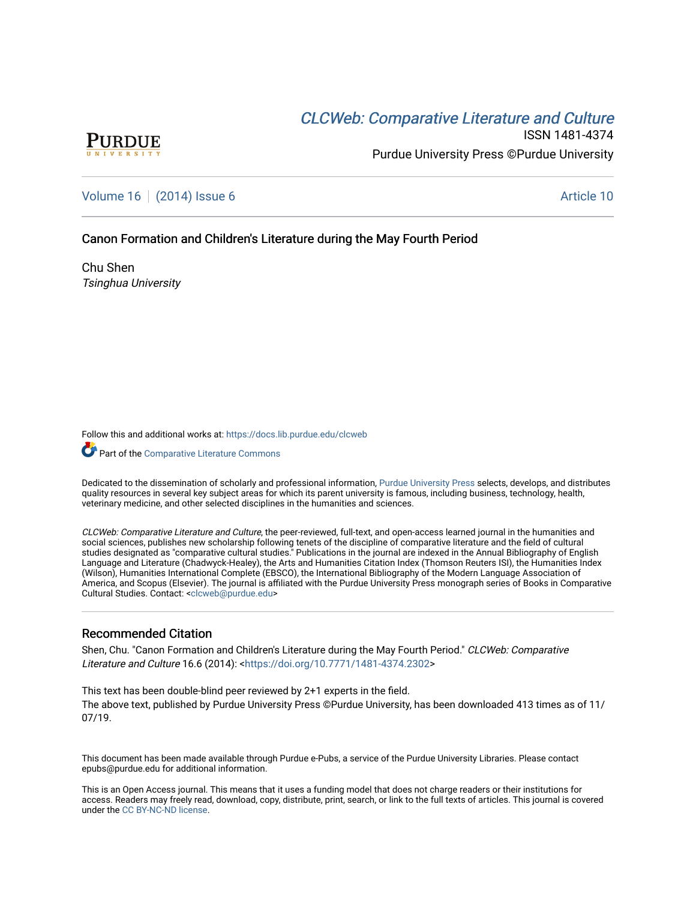CLCWeb: Comparative Literature and Culture

ISSN 1481-4374

Purdue University Press ©Purdue University

Volume 16 | (2014) Issue 6 | Article 10

# Canon Formation and Children's Literature during the May Fourth Period

Chu Shen

*Tsinghua University*

Follow this and additional works at: https://docs.lib.purdue.edu/clcweb

Part of the Comparative Literature Commons

Dedicated to the dissemination of scholarly and professional information, Purdue University Press selects, develops, and distributes quality resources in several key subject areas for which its parent university is famous, including business, technology, health, veterinary medicine, and other selected disciplines in the humanities and sciences.

*CLCWeb: Comparative Literature and Culture*, the peer-reviewed, full-text, and open-access learned journal in the humanities and social sciences, publishes new scholarship following tenets of the discipline of comparative literature and the field of cultural studies designated as "comparative cultural studies." Publications in the journal are indexed in the Annual Bibliography of English Language and Literature (Chadwyck-Healey), the Arts and Humanities Citation Index (Thomson Reuters ISI), the Humanities Index (Wilson), Humanities International Complete (EBSCO), the International Bibliography of the Modern Language Association of America, and Scopus (Elsevier). The journal is affiliated with the Purdue University Press monograph series of Books in Comparative Cultural Studies. Contact: <clcweb@purdue.edu>

## Recommended Citation

Shen, Chu. "Canon Formation and Children's Literature during the May Fourth Period." *CLCWeb: Comparative Literature and Culture* 16.6 (2014): <https://doi.org/10.7771/1481-4374.2302>

This text has been double-blind peer reviewed by 2+1 experts in the field.
The above text, published by Purdue University Press ©Purdue University, has been downloaded 413 times as of 11/07/19.

This document has been made available through Purdue e-Pubs, a service of the Purdue University Libraries. Please contact epubs@purdue.edu for additional information.

This is an Open Access journal. This means that it uses a funding model that does not charge readers or their institutions for access. Readers may freely read, download, copy, distribute, print, search, or link to the full texts of articles. This journal is covered under the CC BY-NC-ND license.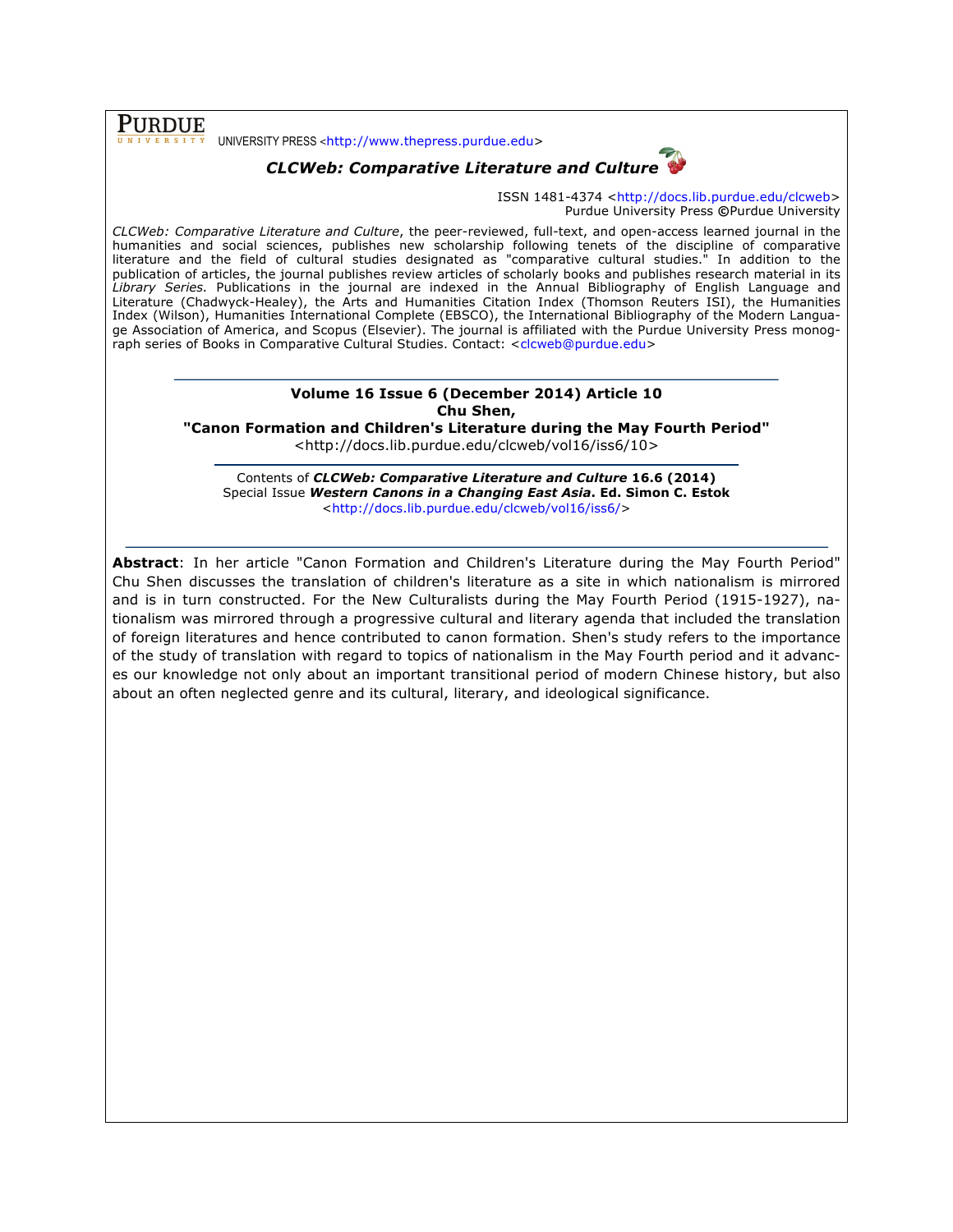PURDUE UNIVERSITY PRESS <http://www.thepress.purdue.edu>

***CLCWeb: Comparative Literature and Culture***

ISSN 1481-4374 <http://docs.lib.purdue.edu/clcweb>
Purdue University Press ©Purdue University

*CLCWeb: Comparative Literature and Culture*, the peer-reviewed, full-text, and open-access learned journal in the humanities and social sciences, publishes new scholarship following tenets of the discipline of comparative literature and the field of cultural studies designated as "comparative cultural studies." In addition to the publication of articles, the journal publishes review articles of scholarly books and publishes research material in its *Library Series.* Publications in the journal are indexed in the Annual Bibliography of English Language and Literature (Chadwyck-Healey), the Arts and Humanities Citation Index (Thomson Reuters ISI), the Humanities Index (Wilson), Humanities International Complete (EBSCO), the International Bibliography of the Modern Language Association of America, and Scopus (Elsevier). The journal is affiliated with the Purdue University Press monograph series of Books in Comparative Cultural Studies. Contact: <clcweb@purdue.edu>

---

**Volume 16 Issue 6 (December 2014) Article 10**
**Chu Shen,**
**"Canon Formation and Children's Literature during the May Fourth Period"**
<http://docs.lib.purdue.edu/clcweb/vol16/iss6/10>

Contents of ***CLCWeb: Comparative Literature and Culture* 16.6 (2014)**
Special Issue ***Western Canons in a Changing East Asia*. Ed. Simon C. Estok**
<http://docs.lib.purdue.edu/clcweb/vol16/iss6/>

---

**Abstract**: In her article "Canon Formation and Children's Literature during the May Fourth Period" Chu Shen discusses the translation of children's literature as a site in which nationalism is mirrored and is in turn constructed. For the New Culturalists during the May Fourth Period (1915-1927), nationalism was mirrored through a progressive cultural and literary agenda that included the translation of foreign literatures and hence contributed to canon formation. Shen's study refers to the importance of the study of translation with regard to topics of nationalism in the May Fourth period and it advances our knowledge not only about an important transitional period of modern Chinese history, but also about an often neglected genre and its cultural, literary, and ideological significance.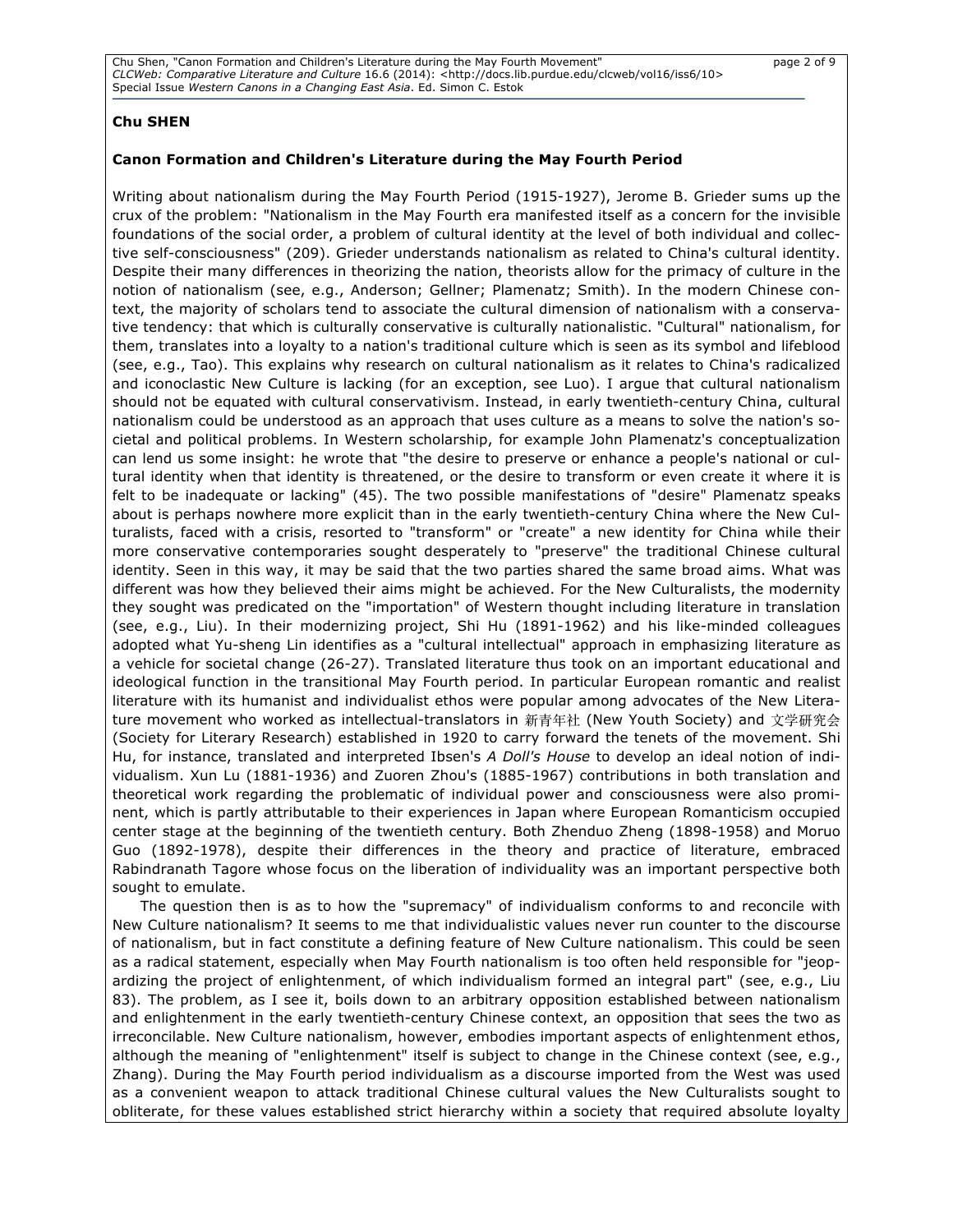**Chu SHEN**

**Canon Formation and Children's Literature during the May Fourth Period**

Writing about nationalism during the May Fourth Period (1915-1927), Jerome B. Grieder sums up the crux of the problem: "Nationalism in the May Fourth era manifested itself as a concern for the invisible foundations of the social order, a problem of cultural identity at the level of both individual and collective self-consciousness" (209). Grieder understands nationalism as related to China's cultural identity. Despite their many differences in theorizing the nation, theorists allow for the primacy of culture in the notion of nationalism (see, e.g., Anderson; Gellner; Plamenatz; Smith). In the modern Chinese context, the majority of scholars tend to associate the cultural dimension of nationalism with a conservative tendency: that which is culturally conservative is culturally nationalistic. "Cultural" nationalism, for them, translates into a loyalty to a nation's traditional culture which is seen as its symbol and lifeblood (see, e.g., Tao). This explains why research on cultural nationalism as it relates to China's radicalized and iconoclastic New Culture is lacking (for an exception, see Luo). I argue that cultural nationalism should not be equated with cultural conservativism. Instead, in early twentieth-century China, cultural nationalism could be understood as an approach that uses culture as a means to solve the nation's societal and political problems. In Western scholarship, for example John Plamenatz's conceptualization can lend us some insight: he wrote that "the desire to preserve or enhance a people's national or cultural identity when that identity is threatened, or the desire to transform or even create it where it is felt to be inadequate or lacking" (45). The two possible manifestations of "desire" Plamenatz speaks about is perhaps nowhere more explicit than in the early twentieth-century China where the New Culturalists, faced with a crisis, resorted to "transform" or "create" a new identity for China while their more conservative contemporaries sought desperately to "preserve" the traditional Chinese cultural identity. Seen in this way, it may be said that the two parties shared the same broad aims. What was different was how they believed their aims might be achieved. For the New Culturalists, the modernity they sought was predicated on the "importation" of Western thought including literature in translation (see, e.g., Liu). In their modernizing project, Shi Hu (1891-1962) and his like-minded colleagues adopted what Yu-sheng Lin identifies as a "cultural intellectual" approach in emphasizing literature as a vehicle for societal change (26-27). Translated literature thus took on an important educational and ideological function in the transitional May Fourth period. In particular European romantic and realist literature with its humanist and individualist ethos were popular among advocates of the New Literature movement who worked as intellectual-translators in 新青年社 (New Youth Society) and 文学研究会 (Society for Literary Research) established in 1920 to carry forward the tenets of the movement. Shi Hu, for instance, translated and interpreted Ibsen's *A Doll's House* to develop an ideal notion of individualism. Xun Lu (1881-1936) and Zuoren Zhou's (1885-1967) contributions in both translation and theoretical work regarding the problematic of individual power and consciousness were also prominent, which is partly attributable to their experiences in Japan where European Romanticism occupied center stage at the beginning of the twentieth century. Both Zhenduo Zheng (1898-1958) and Moruo Guo (1892-1978), despite their differences in the theory and practice of literature, embraced Rabindranath Tagore whose focus on the liberation of individuality was an important perspective both sought to emulate.

The question then is as to how the "supremacy" of individualism conforms to and reconcile with New Culture nationalism? It seems to me that individualistic values never run counter to the discourse of nationalism, but in fact constitute a defining feature of New Culture nationalism. This could be seen as a radical statement, especially when May Fourth nationalism is too often held responsible for "jeopardizing the project of enlightenment, of which individualism formed an integral part" (see, e.g., Liu 83). The problem, as I see it, boils down to an arbitrary opposition established between nationalism and enlightenment in the early twentieth-century Chinese context, an opposition that sees the two as irreconcilable. New Culture nationalism, however, embodies important aspects of enlightenment ethos, although the meaning of "enlightenment" itself is subject to change in the Chinese context (see, e.g., Zhang). During the May Fourth period individualism as a discourse imported from the West was used as a convenient weapon to attack traditional Chinese cultural values the New Culturalists sought to obliterate, for these values established strict hierarchy within a society that required absolute loyalty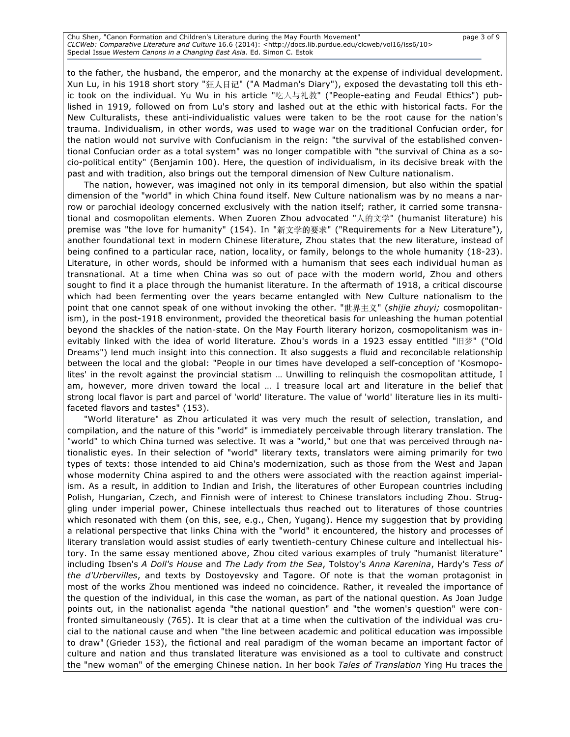to the father, the husband, the emperor, and the monarchy at the expense of individual development. Xun Lu, in his 1918 short story "狂人日记" ("A Madman's Diary"), exposed the devastating toll this ethic took on the individual. Yu Wu in his article "吃人与礼教" ("People-eating and Feudal Ethics") published in 1919, followed on from Lu's story and lashed out at the ethic with historical facts. For the New Culturalists, these anti-individualistic values were taken to be the root cause for the nation's trauma. Individualism, in other words, was used to wage war on the traditional Confucian order, for the nation would not survive with Confucianism in the reign: "the survival of the established conventional Confucian order as a total system" was no longer compatible with "the survival of China as a socio-political entity" (Benjamin 100). Here, the question of individualism, in its decisive break with the past and with tradition, also brings out the temporal dimension of New Culture nationalism.

The nation, however, was imagined not only in its temporal dimension, but also within the spatial dimension of the "world" in which China found itself. New Culture nationalism was by no means a narrow or parochial ideology concerned exclusively with the nation itself; rather, it carried some transnational and cosmopolitan elements. When Zuoren Zhou advocated "人的文学" (humanist literature) his premise was "the love for humanity" (154). In "新文学的要求" ("Requirements for a New Literature"), another foundational text in modern Chinese literature, Zhou states that the new literature, instead of being confined to a particular race, nation, locality, or family, belongs to the whole humanity (18-23). Literature, in other words, should be informed with a humanism that sees each individual human as transnational. At a time when China was so out of pace with the modern world, Zhou and others sought to find it a place through the humanist literature. In the aftermath of 1918, a critical discourse which had been fermenting over the years became entangled with New Culture nationalism to the point that one cannot speak of one without invoking the other. "世界主义" (*shijie zhuyi;* cosmopolitanism), in the post-1918 environment, provided the theoretical basis for unleashing the human potential beyond the shackles of the nation-state. On the May Fourth literary horizon, cosmopolitanism was inevitably linked with the idea of world literature. Zhou's words in a 1923 essay entitled "旧梦" ("Old Dreams") lend much insight into this connection. It also suggests a fluid and reconcilable relationship between the local and the global: "People in our times have developed a self-conception of 'Kosmopolites' in the revolt against the provincial statism … Unwilling to relinquish the cosmopolitan attitude, I am, however, more driven toward the local … I treasure local art and literature in the belief that strong local flavor is part and parcel of 'world' literature. The value of 'world' literature lies in its multifaceted flavors and tastes" (153).

"World literature" as Zhou articulated it was very much the result of selection, translation, and compilation, and the nature of this "world" is immediately perceivable through literary translation. The "world" to which China turned was selective. It was a "world," but one that was perceived through nationalistic eyes. In their selection of "world" literary texts, translators were aiming primarily for two types of texts: those intended to aid China's modernization, such as those from the West and Japan whose modernity China aspired to and the others were associated with the reaction against imperialism. As a result, in addition to Indian and Irish, the literatures of other European countries including Polish, Hungarian, Czech, and Finnish were of interest to Chinese translators including Zhou. Struggling under imperial power, Chinese intellectuals thus reached out to literatures of those countries which resonated with them (on this, see, e.g., Chen, Yugang). Hence my suggestion that by providing a relational perspective that links China with the "world" it encountered, the history and processes of literary translation would assist studies of early twentieth-century Chinese culture and intellectual history. In the same essay mentioned above, Zhou cited various examples of truly "humanist literature" including Ibsen's *A Doll's House* and *The Lady from the Sea*, Tolstoy's *Anna Karenina*, Hardy's *Tess of the d'Urbervilles*, and texts by Dostoyevsky and Tagore. Of note is that the woman protagonist in most of the works Zhou mentioned was indeed no coincidence. Rather, it revealed the importance of the question of the individual, in this case the woman, as part of the national question. As Joan Judge points out, in the nationalist agenda "the national question" and "the women's question" were confronted simultaneously (765). It is clear that at a time when the cultivation of the individual was crucial to the national cause and when "the line between academic and political education was impossible to draw" (Grieder 153), the fictional and real paradigm of the woman became an important factor of culture and nation and thus translated literature was envisioned as a tool to cultivate and construct the "new woman" of the emerging Chinese nation. In her book *Tales of Translation* Ying Hu traces the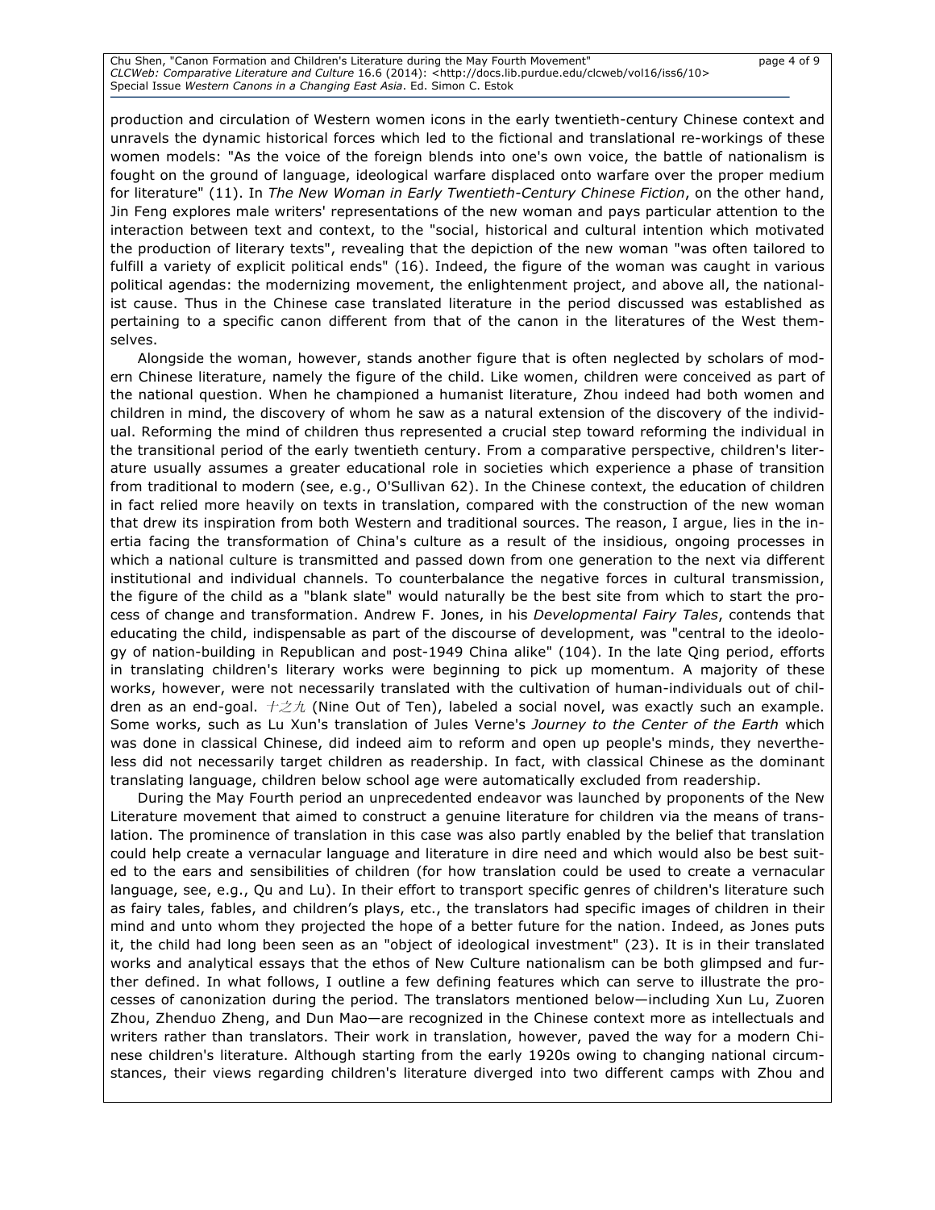production and circulation of Western women icons in the early twentieth-century Chinese context and unravels the dynamic historical forces which led to the fictional and translational re-workings of these women models: "As the voice of the foreign blends into one's own voice, the battle of nationalism is fought on the ground of language, ideological warfare displaced onto warfare over the proper medium for literature" (11). In *The New Woman in Early Twentieth-Century Chinese Fiction*, on the other hand, Jin Feng explores male writers' representations of the new woman and pays particular attention to the interaction between text and context, to the "social, historical and cultural intention which motivated the production of literary texts", revealing that the depiction of the new woman "was often tailored to fulfill a variety of explicit political ends" (16). Indeed, the figure of the woman was caught in various political agendas: the modernizing movement, the enlightenment project, and above all, the nationalist cause. Thus in the Chinese case translated literature in the period discussed was established as pertaining to a specific canon different from that of the canon in the literatures of the West themselves.

Alongside the woman, however, stands another figure that is often neglected by scholars of modern Chinese literature, namely the figure of the child. Like women, children were conceived as part of the national question. When he championed a humanist literature, Zhou indeed had both women and children in mind, the discovery of whom he saw as a natural extension of the discovery of the individual. Reforming the mind of children thus represented a crucial step toward reforming the individual in the transitional period of the early twentieth century. From a comparative perspective, children's literature usually assumes a greater educational role in societies which experience a phase of transition from traditional to modern (see, e.g., O'Sullivan 62). In the Chinese context, the education of children in fact relied more heavily on texts in translation, compared with the construction of the new woman that drew its inspiration from both Western and traditional sources. The reason, I argue, lies in the inertia facing the transformation of China's culture as a result of the insidious, ongoing processes in which a national culture is transmitted and passed down from one generation to the next via different institutional and individual channels. To counterbalance the negative forces in cultural transmission, the figure of the child as a "blank slate" would naturally be the best site from which to start the process of change and transformation. Andrew F. Jones, in his *Developmental Fairy Tales*, contends that educating the child, indispensable as part of the discourse of development, was "central to the ideology of nation-building in Republican and post-1949 China alike" (104). In the late Qing period, efforts in translating children's literary works were beginning to pick up momentum. A majority of these works, however, were not necessarily translated with the cultivation of human-individuals out of children as an end-goal. 十之九 (Nine Out of Ten), labeled a social novel, was exactly such an example. Some works, such as Lu Xun's translation of Jules Verne's *Journey to the Center of the Earth* which was done in classical Chinese, did indeed aim to reform and open up people's minds, they nevertheless did not necessarily target children as readership. In fact, with classical Chinese as the dominant translating language, children below school age were automatically excluded from readership.

During the May Fourth period an unprecedented endeavor was launched by proponents of the New Literature movement that aimed to construct a genuine literature for children via the means of translation. The prominence of translation in this case was also partly enabled by the belief that translation could help create a vernacular language and literature in dire need and which would also be best suited to the ears and sensibilities of children (for how translation could be used to create a vernacular language, see, e.g., Qu and Lu). In their effort to transport specific genres of children's literature such as fairy tales, fables, and children's plays, etc., the translators had specific images of children in their mind and unto whom they projected the hope of a better future for the nation. Indeed, as Jones puts it, the child had long been seen as an "object of ideological investment" (23). It is in their translated works and analytical essays that the ethos of New Culture nationalism can be both glimpsed and further defined. In what follows, I outline a few defining features which can serve to illustrate the processes of canonization during the period. The translators mentioned below—including Xun Lu, Zuoren Zhou, Zhenduo Zheng, and Dun Mao—are recognized in the Chinese context more as intellectuals and writers rather than translators. Their work in translation, however, paved the way for a modern Chinese children's literature. Although starting from the early 1920s owing to changing national circumstances, their views regarding children's literature diverged into two different camps with Zhou and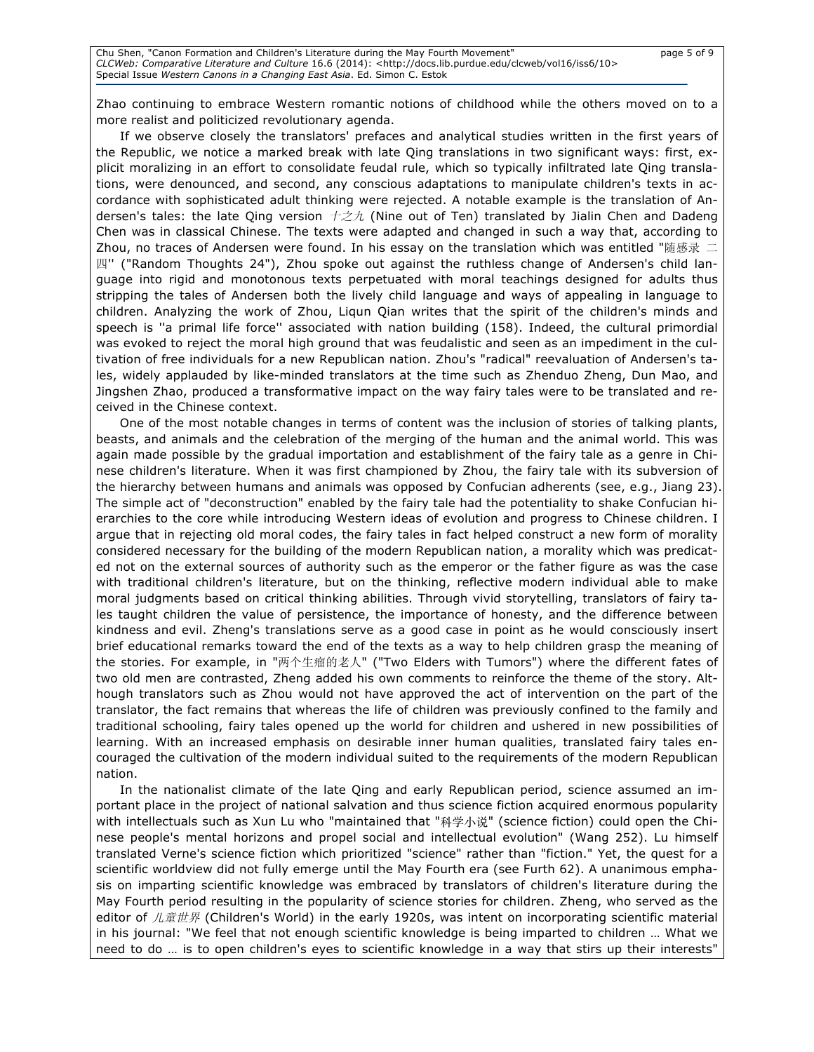Zhao continuing to embrace Western romantic notions of childhood while the others moved on to a more realist and politicized revolutionary agenda.

If we observe closely the translators' prefaces and analytical studies written in the first years of the Republic, we notice a marked break with late Qing translations in two significant ways: first, explicit moralizing in an effort to consolidate feudal rule, which so typically infiltrated late Qing translations, were denounced, and second, any conscious adaptations to manipulate children's texts in accordance with sophisticated adult thinking were rejected. A notable example is the translation of Andersen's tales: the late Qing version *十之九* (Nine out of Ten) translated by Jialin Chen and Dadeng Chen was in classical Chinese. The texts were adapted and changed in such a way that, according to Zhou, no traces of Andersen were found. In his essay on the translation which was entitled "随感录 二四" ("Random Thoughts 24"), Zhou spoke out against the ruthless change of Andersen's child language into rigid and monotonous texts perpetuated with moral teachings designed for adults thus stripping the tales of Andersen both the lively child language and ways of appealing in language to children. Analyzing the work of Zhou, Liqun Qian writes that the spirit of the children's minds and speech is "a primal life force" associated with nation building (158). Indeed, the cultural primordial was evoked to reject the moral high ground that was feudalistic and seen as an impediment in the cultivation of free individuals for a new Republican nation. Zhou's "radical" reevaluation of Andersen's tales, widely applauded by like-minded translators at the time such as Zhenduo Zheng, Dun Mao, and Jingshen Zhao, produced a transformative impact on the way fairy tales were to be translated and received in the Chinese context.

One of the most notable changes in terms of content was the inclusion of stories of talking plants, beasts, and animals and the celebration of the merging of the human and the animal world. This was again made possible by the gradual importation and establishment of the fairy tale as a genre in Chinese children's literature. When it was first championed by Zhou, the fairy tale with its subversion of the hierarchy between humans and animals was opposed by Confucian adherents (see, e.g., Jiang 23). The simple act of "deconstruction" enabled by the fairy tale had the potentiality to shake Confucian hierarchies to the core while introducing Western ideas of evolution and progress to Chinese children. I argue that in rejecting old moral codes, the fairy tales in fact helped construct a new form of morality considered necessary for the building of the modern Republican nation, a morality which was predicated not on the external sources of authority such as the emperor or the father figure as was the case with traditional children's literature, but on the thinking, reflective modern individual able to make moral judgments based on critical thinking abilities. Through vivid storytelling, translators of fairy tales taught children the value of persistence, the importance of honesty, and the difference between kindness and evil. Zheng's translations serve as a good case in point as he would consciously insert brief educational remarks toward the end of the texts as a way to help children grasp the meaning of the stories. For example, in "两个生瘤的老人" ("Two Elders with Tumors") where the different fates of two old men are contrasted, Zheng added his own comments to reinforce the theme of the story. Although translators such as Zhou would not have approved the act of intervention on the part of the translator, the fact remains that whereas the life of children was previously confined to the family and traditional schooling, fairy tales opened up the world for children and ushered in new possibilities of learning. With an increased emphasis on desirable inner human qualities, translated fairy tales encouraged the cultivation of the modern individual suited to the requirements of the modern Republican nation.

In the nationalist climate of the late Qing and early Republican period, science assumed an important place in the project of national salvation and thus science fiction acquired enormous popularity with intellectuals such as Xun Lu who "maintained that "科学小说" (science fiction) could open the Chinese people's mental horizons and propel social and intellectual evolution" (Wang 252). Lu himself translated Verne's science fiction which prioritized "science" rather than "fiction." Yet, the quest for a scientific worldview did not fully emerge until the May Fourth era (see Furth 62). A unanimous emphasis on imparting scientific knowledge was embraced by translators of children's literature during the May Fourth period resulting in the popularity of science stories for children. Zheng, who served as the editor of *儿童世界* (Children's World) in the early 1920s, was intent on incorporating scientific material in his journal: "We feel that not enough scientific knowledge is being imparted to children … What we need to do … is to open children's eyes to scientific knowledge in a way that stirs up their interests"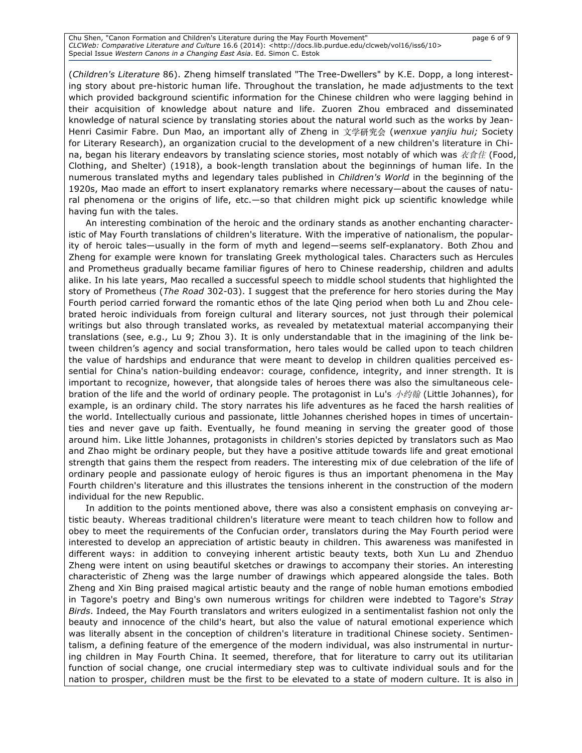(*Children's Literature* 86). Zheng himself translated "The Tree-Dwellers" by K.E. Dopp, a long interesting story about pre-historic human life. Throughout the translation, he made adjustments to the text which provided background scientific information for the Chinese children who were lagging behind in their acquisition of knowledge about nature and life. Zuoren Zhou embraced and disseminated knowledge of natural science by translating stories about the natural world such as the works by Jean-Henri Casimir Fabre. Dun Mao, an important ally of Zheng in 文学研究会 (*wenxue yanjiu hui;* Society for Literary Research), an organization crucial to the development of a new children's literature in China, began his literary endeavors by translating science stories, most notably of which was 衣食住 (Food, Clothing, and Shelter) (1918), a book-length translation about the beginnings of human life. In the numerous translated myths and legendary tales published in *Children's World* in the beginning of the 1920s, Mao made an effort to insert explanatory remarks where necessary—about the causes of natural phenomena or the origins of life, etc.—so that children might pick up scientific knowledge while having fun with the tales.

An interesting combination of the heroic and the ordinary stands as another enchanting characteristic of May Fourth translations of children's literature. With the imperative of nationalism, the popularity of heroic tales—usually in the form of myth and legend—seems self-explanatory. Both Zhou and Zheng for example were known for translating Greek mythological tales. Characters such as Hercules and Prometheus gradually became familiar figures of hero to Chinese readership, children and adults alike. In his late years, Mao recalled a successful speech to middle school students that highlighted the story of Prometheus (*The Road* 302-03). I suggest that the preference for hero stories during the May Fourth period carried forward the romantic ethos of the late Qing period when both Lu and Zhou celebrated heroic individuals from foreign cultural and literary sources, not just through their polemical writings but also through translated works, as revealed by metatextual material accompanying their translations (see, e.g., Lu 9; Zhou 3). It is only understandable that in the imagining of the link between children's agency and social transformation, hero tales would be called upon to teach children the value of hardships and endurance that were meant to develop in children qualities perceived essential for China's nation-building endeavor: courage, confidence, integrity, and inner strength. It is important to recognize, however, that alongside tales of heroes there was also the simultaneous celebration of the life and the world of ordinary people. The protagonist in Lu's 小约翰 (Little Johannes), for example, is an ordinary child. The story narrates his life adventures as he faced the harsh realities of the world. Intellectually curious and passionate, little Johannes cherished hopes in times of uncertainties and never gave up faith. Eventually, he found meaning in serving the greater good of those around him. Like little Johannes, protagonists in children's stories depicted by translators such as Mao and Zhao might be ordinary people, but they have a positive attitude towards life and great emotional strength that gains them the respect from readers. The interesting mix of due celebration of the life of ordinary people and passionate eulogy of heroic figures is thus an important phenomena in the May Fourth children's literature and this illustrates the tensions inherent in the construction of the modern individual for the new Republic.

In addition to the points mentioned above, there was also a consistent emphasis on conveying artistic beauty. Whereas traditional children's literature were meant to teach children how to follow and obey to meet the requirements of the Confucian order, translators during the May Fourth period were interested to develop an appreciation of artistic beauty in children. This awareness was manifested in different ways: in addition to conveying inherent artistic beauty texts, both Xun Lu and Zhenduo Zheng were intent on using beautiful sketches or drawings to accompany their stories. An interesting characteristic of Zheng was the large number of drawings which appeared alongside the tales. Both Zheng and Xin Bing praised magical artistic beauty and the range of noble human emotions embodied in Tagore's poetry and Bing's own numerous writings for children were indebted to Tagore's *Stray Birds*. Indeed, the May Fourth translators and writers eulogized in a sentimentalist fashion not only the beauty and innocence of the child's heart, but also the value of natural emotional experience which was literally absent in the conception of children's literature in traditional Chinese society. Sentimentalism, a defining feature of the emergence of the modern individual, was also instrumental in nurturing children in May Fourth China. It seemed, therefore, that for literature to carry out its utilitarian function of social change, one crucial intermediary step was to cultivate individual souls and for the nation to prosper, children must be the first to be elevated to a state of modern culture. It is also in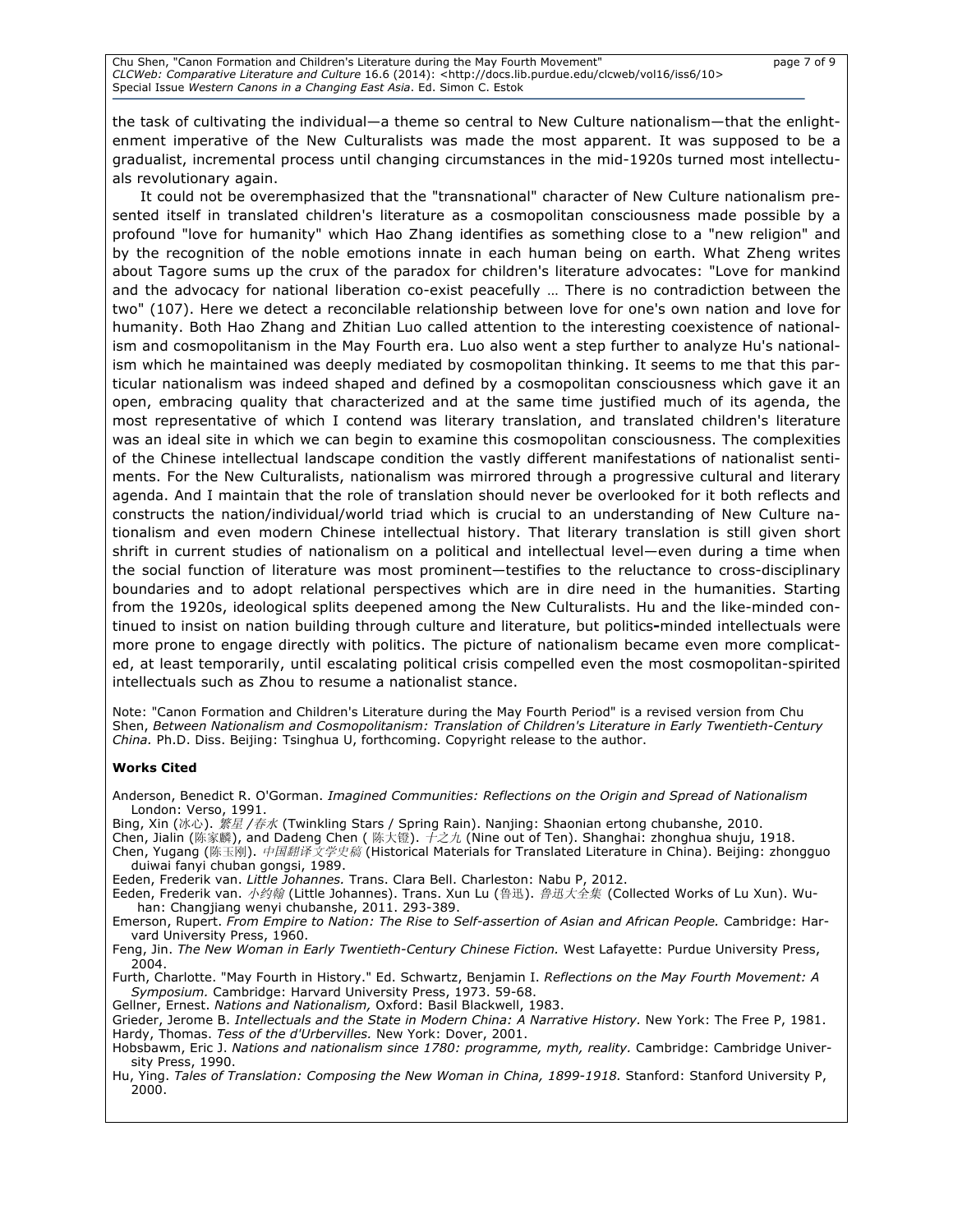the task of cultivating the individual—a theme so central to New Culture nationalism—that the enlightenment imperative of the New Culturalists was made the most apparent. It was supposed to be a gradualist, incremental process until changing circumstances in the mid-1920s turned most intellectuals revolutionary again.

It could not be overemphasized that the "transnational" character of New Culture nationalism presented itself in translated children's literature as a cosmopolitan consciousness made possible by a profound "love for humanity" which Hao Zhang identifies as something close to a "new religion" and by the recognition of the noble emotions innate in each human being on earth. What Zheng writes about Tagore sums up the crux of the paradox for children's literature advocates: "Love for mankind and the advocacy for national liberation co-exist peacefully … There is no contradiction between the two" (107). Here we detect a reconcilable relationship between love for one's own nation and love for humanity. Both Hao Zhang and Zhitian Luo called attention to the interesting coexistence of nationalism and cosmopolitanism in the May Fourth era. Luo also went a step further to analyze Hu's nationalism which he maintained was deeply mediated by cosmopolitan thinking. It seems to me that this particular nationalism was indeed shaped and defined by a cosmopolitan consciousness which gave it an open, embracing quality that characterized and at the same time justified much of its agenda, the most representative of which I contend was literary translation, and translated children's literature was an ideal site in which we can begin to examine this cosmopolitan consciousness. The complexities of the Chinese intellectual landscape condition the vastly different manifestations of nationalist sentiments. For the New Culturalists, nationalism was mirrored through a progressive cultural and literary agenda. And I maintain that the role of translation should never be overlooked for it both reflects and constructs the nation/individual/world triad which is crucial to an understanding of New Culture nationalism and even modern Chinese intellectual history. That literary translation is still given short shrift in current studies of nationalism on a political and intellectual level—even during a time when the social function of literature was most prominent—testifies to the reluctance to cross-disciplinary boundaries and to adopt relational perspectives which are in dire need in the humanities. Starting from the 1920s, ideological splits deepened among the New Culturalists. Hu and the like-minded continued to insist on nation building through culture and literature, but politics-minded intellectuals were more prone to engage directly with politics. The picture of nationalism became even more complicated, at least temporarily, until escalating political crisis compelled even the most cosmopolitan-spirited intellectuals such as Zhou to resume a nationalist stance.

Note: "Canon Formation and Children's Literature during the May Fourth Period" is a revised version from Chu Shen, *Between Nationalism and Cosmopolitanism: Translation of Children's Literature in Early Twentieth-Century China.* Ph.D. Diss. Beijing: Tsinghua U, forthcoming. Copyright release to the author.

**Works Cited**

Anderson, Benedict R. O'Gorman. *Imagined Communities: Reflections on the Origin and Spread of Nationalism* London: Verso, 1991.

Bing, Xin (冰心). *繁星 / 春水* (Twinkling Stars / Spring Rain). Nanjing: Shaonian ertong chubanshe, 2010.

Chen, Jialin (陈家麟), and Dadeng Chen ( 陈大镫). *十之九* (Nine out of Ten). Shanghai: zhonghua shuju, 1918.

Chen, Yugang (陈玉刚). *中国翻译文学史稿* (Historical Materials for Translated Literature in China). Beijing: zhongguo duiwai fanyi chuban gongsi, 1989.

Eeden, Frederik van. *Little Johannes.* Trans. Clara Bell. Charleston: Nabu P, 2012.

Eeden, Frederik van. *小约翰* (Little Johannes). Trans. Xun Lu (鲁迅). *鲁迅大全集* (Collected Works of Lu Xun). Wuhan: Changjiang wenyi chubanshe, 2011. 293-389.

Emerson, Rupert. *From Empire to Nation: The Rise to Self-assertion of Asian and African People.* Cambridge: Harvard University Press, 1960.

Feng, Jin. *The New Woman in Early Twentieth-Century Chinese Fiction.* West Lafayette: Purdue University Press, 2004.

Furth, Charlotte. "May Fourth in History." Ed. Schwartz, Benjamin I. *Reflections on the May Fourth Movement: A Symposium.* Cambridge: Harvard University Press, 1973. 59-68.

Gellner, Ernest. *Nations and Nationalism,* Oxford: Basil Blackwell, 1983.

Grieder, Jerome B. *Intellectuals and the State in Modern China: A Narrative History.* New York: The Free P, 1981.

Hardy, Thomas. *Tess of the d'Urbervilles.* New York: Dover, 2001.

Hobsbawm, Eric J. *Nations and nationalism since 1780: programme, myth, reality.* Cambridge: Cambridge University Press, 1990.

Hu, Ying. *Tales of Translation: Composing the New Woman in China, 1899-1918.* Stanford: Stanford University P, 2000.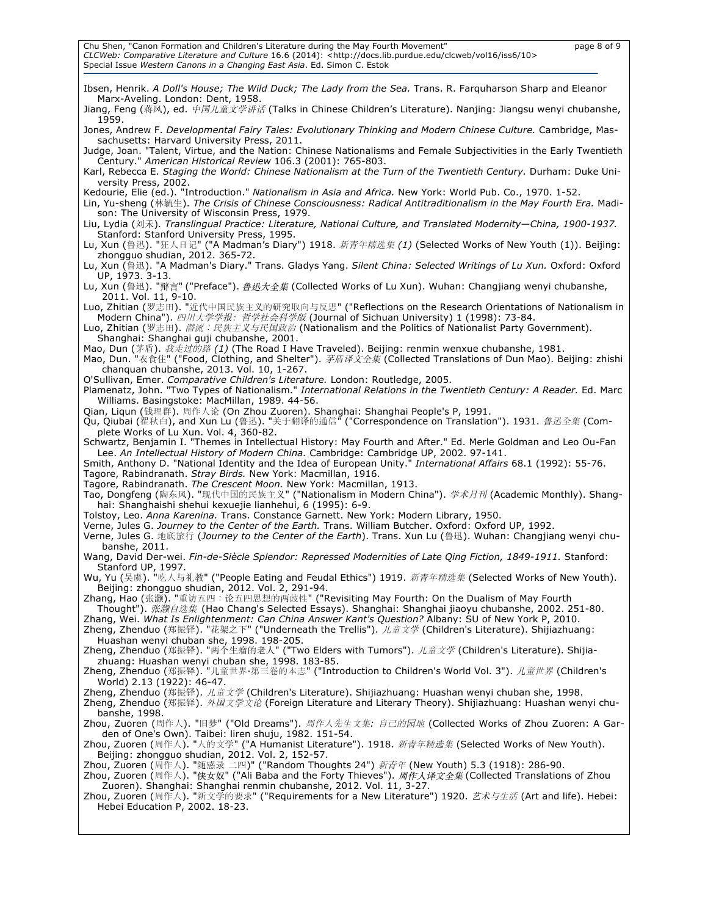Ibsen, Henrik. *A Doll's House; The Wild Duck; The Lady from the Sea.* Trans. R. Farquharson Sharp and Eleanor Marx-Aveling. London: Dent, 1958.

Jiang, Feng (蒋风), ed. *中国儿童文学讲话* (Talks in Chinese Children's Literature). Nanjing: Jiangsu wenyi chubanshe, 1959.

Jones, Andrew F. *Developmental Fairy Tales: Evolutionary Thinking and Modern Chinese Culture.* Cambridge, Massachusetts: Harvard University Press, 2011.

Judge, Joan. "Talent, Virtue, and the Nation: Chinese Nationalisms and Female Subjectivities in the Early Twentieth Century." *American Historical Review* 106.3 (2001): 765-803.

Karl, Rebecca E. *Staging the World: Chinese Nationalism at the Turn of the Twentieth Century.* Durham: Duke University Press, 2002.

Kedourie, Elie (ed.). "Introduction." *Nationalism in Asia and Africa.* New York: World Pub. Co., 1970. 1-52.

Lin, Yu-sheng (林毓生). *The Crisis of Chinese Consciousness: Radical Antitraditionalism in the May Fourth Era.* Madison: The University of Wisconsin Press, 1979.

Liu, Lydia (刘禾). *Translingual Practice: Literature, National Culture, and Translated Modernity—China, 1900-1937.* Stanford: Stanford University Press, 1995.

Lu, Xun (鲁迅). "狂人日记" ("A Madman's Diary") 1918. *新青年精选集 (1)* (Selected Works of New Youth (1)). Beijing: zhongguo shudian, 2012. 365-72.

Lu, Xun (鲁迅). "A Madman's Diary." Trans. Gladys Yang. *Silent China: Selected Writings of Lu Xun.* Oxford: Oxford UP, 1973. 3-13.

Lu, Xun (鲁迅). "辩言" ("Preface"). *鲁迅大全集* (Collected Works of Lu Xun). Wuhan: Changjiang wenyi chubanshe, 2011. Vol. 11, 9-10.

Luo, Zhitian (罗志田). "近代中国民族主义的研究取向与反思" ("Reflections on the Research Orientations of Nationalism in Modern China"). *四川大学学报：哲学社会科学版* (Journal of Sichuan University) 1 (1998): 73-84.

Luo, Zhitian (罗志田). *潜流：民族主义与民国政治* (Nationalism and the Politics of Nationalist Party Government). Shanghai: Shanghai guji chubanshe, 2001.

Mao, Dun (茅盾). *我走过的路 (1)* (The Road I Have Traveled). Beijing: renmin wenxue chubanshe, 1981.

Mao, Dun. "衣食住" ("Food, Clothing, and Shelter"). *茅盾译文全集* (Collected Translations of Dun Mao). Beijing: zhishi chanquan chubanshe, 2013. Vol. 10, 1-267.

O'Sullivan, Emer. *Comparative Children's Literature.* London: Routledge, 2005.

Plamenatz, John. "Two Types of Nationalism." *International Relations in the Twentieth Century: A Reader.* Ed. Marc Williams. Basingstoke: MacMillan, 1989. 44-56.

Qian, Liqun (钱理群). 周作人论 (On Zhou Zuoren). Shanghai: Shanghai People's P, 1991.

Qu, Qiubai (瞿秋白), and Xun Lu (鲁迅). "关于翻译的通信" ("Correspondence on Translation"). 1931. *鲁迅全集* (Complete Works of Lu Xun. Vol. 4, 360-82.

Schwartz, Benjamin I. "Themes in Intellectual History: May Fourth and After." Ed. Merle Goldman and Leo Ou-Fan Lee. *An Intellectual History of Modern China.* Cambridge: Cambridge UP, 2002. 97-141.

Smith, Anthony D. "National Identity and the Idea of European Unity." *International Affairs* 68.1 (1992): 55-76.

Tagore, Rabindranath. *Stray Birds.* New York: Macmillan, 1916.

Tagore, Rabindranath. *The Crescent Moon.* New York: Macmillan, 1913.

Tao, Dongfeng (陶东风). "现代中国的民族主义" ("Nationalism in Modern China"). *学术月刊* (Academic Monthly). Shanghai: Shanghaishi shehui kexuejie lianhehui, 6 (1995): 6-9.

Tolstoy, Leo. *Anna Karenina.* Trans. Constance Garnett. New York: Modern Library, 1950.

Verne, Jules G. *Journey to the Center of the Earth.* Trans. William Butcher. Oxford: Oxford UP, 1992.

Verne, Jules G. 地底旅行 (*Journey to the Center of the Earth*). Trans. Xun Lu (鲁迅). Wuhan: Changjiang wenyi chubanshe, 2011.

Wang, David Der-wei. *Fin-de-Siècle Splendor: Repressed Modernities of Late Qing Fiction, 1849-1911.* Stanford: Stanford UP, 1997.

Wu, Yu (吴虞). "吃人与礼教" ("People Eating and Feudal Ethics") 1919. *新青年精选集* (Selected Works of New Youth). Beijing: zhongguo shudian, 2012. Vol. 2, 291-94.

Zhang, Hao (张灏). "重访五四：论五四思想的两歧性" ("Revisiting May Fourth: On the Dualism of May Fourth Thought"). *张灏自选集* (Hao Chang's Selected Essays). Shanghai: Shanghai jiaoyu chubanshe, 2002. 251-80.

Zhang, Wei. *What Is Enlightenment: Can China Answer Kant's Question?* Albany: SU of New York P, 2010.

Zheng, Zhenduo (郑振铎). "花架之下" ("Underneath the Trellis"). *儿童文学* (Children's Literature). Shijiazhuang: Huashan wenyi chuban she, 1998. 198-205.

Zheng, Zhenduo (郑振铎). "两个生瘤的老人" ("Two Elders with Tumors"). *儿童文学* (Children's Literature). Shijiazhuang: Huashan wenyi chuban she, 1998. 183-85.

Zheng, Zhenduo (郑振铎). "儿童世界·第三卷的本志" ("Introduction to Children's World Vol. 3"). *儿童世界* (Children's World) 2.13 (1922): 46-47.

Zheng, Zhenduo (郑振铎). *儿童文学* (Children's Literature). Shijiazhuang: Huashan wenyi chuban she, 1998.

Zheng, Zhenduo (郑振铎). *外国文学文论* (Foreign Literature and Literary Theory). Shijiazhuang: Huashan wenyi chubanshe, 1998.

Zhou, Zuoren (周作人). "旧梦" ("Old Dreams"). *周作人先生文集: 自己的园地* (Collected Works of Zhou Zuoren: A Garden of One's Own). Taibei: liren shuju, 1982. 151-54.

Zhou, Zuoren (周作人). "人的文学" ("A Humanist Literature"). 1918. *新青年精选集* (Selected Works of New Youth). Beijing: zhongguo shudian, 2012. Vol. 2, 152-57.

Zhou, Zuoren (周作人). "随感录 二四)" ("Random Thoughts 24") *新青年* (New Youth) 5.3 (1918): 286-90.

Zhou, Zuoren (周作人). "侠女奴" ("Ali Baba and the Forty Thieves"). *周作人译文全集* (Collected Translations of Zhou Zuoren). Shanghai: Shanghai renmin chubanshe, 2012. Vol. 11, 3-27.

Zhou, Zuoren (周作人). "新文学的要求" ("Requirements for a New Literature") 1920. *艺术与生活* (Art and life). Hebei: Hebei Education P, 2002. 18-23.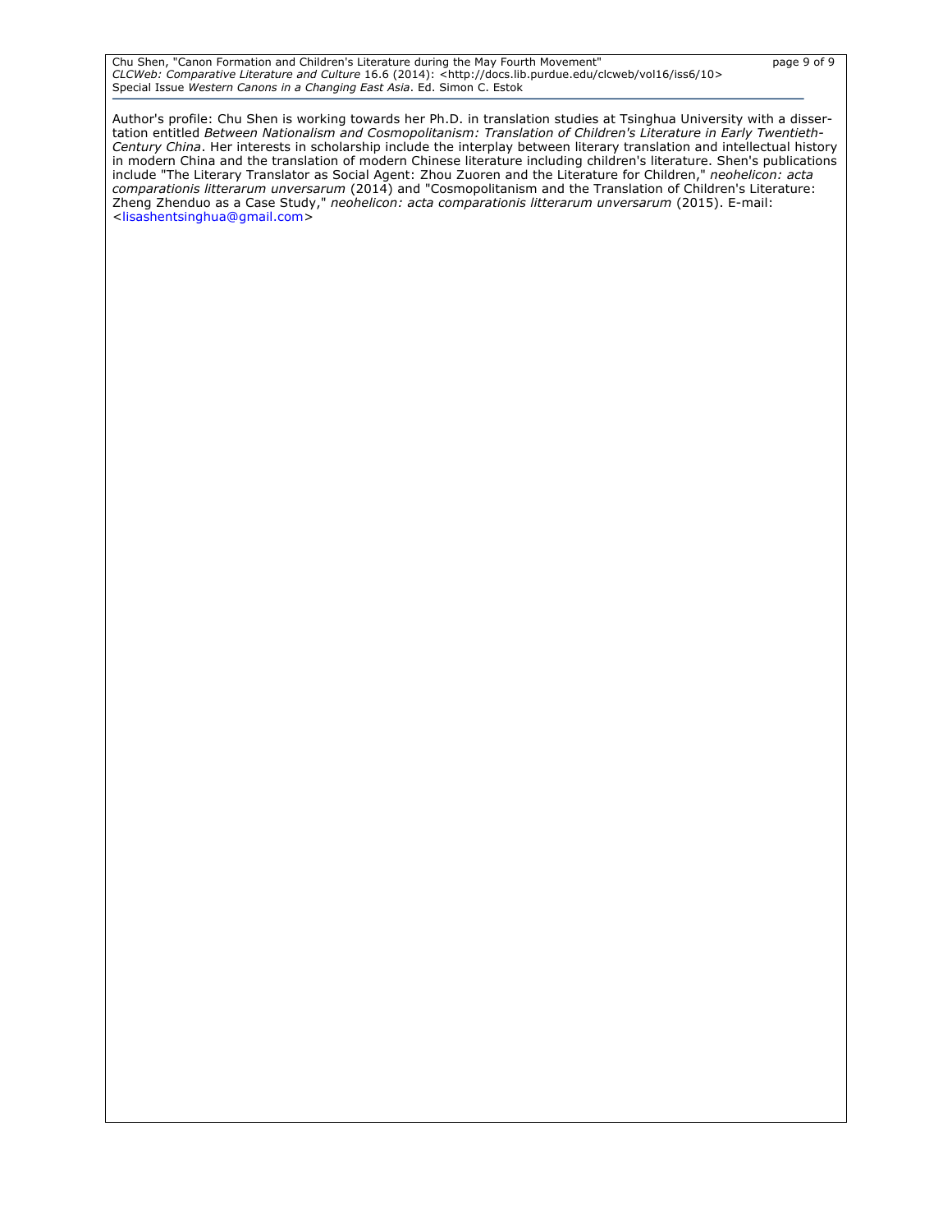Author's profile: Chu Shen is working towards her Ph.D. in translation studies at Tsinghua University with a dissertation entitled *Between Nationalism and Cosmopolitanism: Translation of Children's Literature in Early Twentieth-Century China*. Her interests in scholarship include the interplay between literary translation and intellectual history in modern China and the translation of modern Chinese literature including children's literature. Shen's publications include "The Literary Translator as Social Agent: Zhou Zuoren and the Literature for Children," *neohelicon: acta comparationis litterarum unversarum* (2014) and "Cosmopolitanism and the Translation of Children's Literature: Zheng Zhenduo as a Case Study," *neohelicon: acta comparationis litterarum unversarum* (2015). E-mail: <lisashentsinghua@gmail.com>